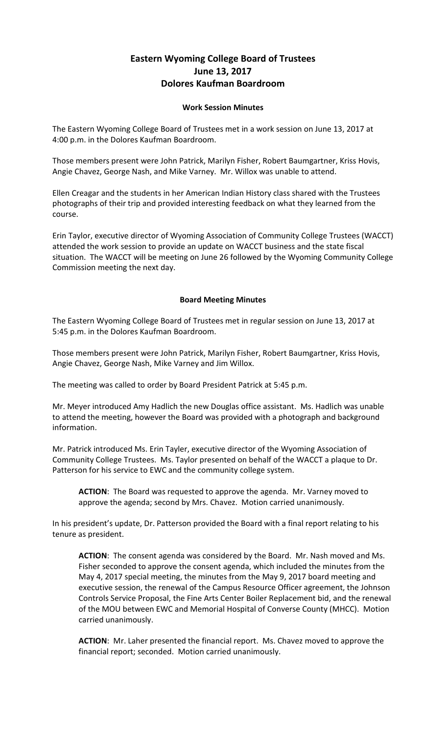# Eastern Wyoming College Board of Trustees
# June 13, 2017
# Dolores Kaufman Boardroom

### Work Session Minutes

The Eastern Wyoming College Board of Trustees met in a work session on June 13, 2017 at 4:00 p.m. in the Dolores Kaufman Boardroom.

Those members present were John Patrick, Marilyn Fisher, Robert Baumgartner, Kriss Hovis, Angie Chavez, George Nash, and Mike Varney. Mr. Willox was unable to attend.

Ellen Creagar and the students in her American Indian History class shared with the Trustees photographs of their trip and provided interesting feedback on what they learned from the course.

Erin Taylor, executive director of Wyoming Association of Community College Trustees (WACCT) attended the work session to provide an update on WACCT business and the state fiscal situation. The WACCT will be meeting on June 26 followed by the Wyoming Community College Commission meeting the next day.

### Board Meeting Minutes

The Eastern Wyoming College Board of Trustees met in regular session on June 13, 2017 at 5:45 p.m. in the Dolores Kaufman Boardroom.

Those members present were John Patrick, Marilyn Fisher, Robert Baumgartner, Kriss Hovis, Angie Chavez, George Nash, Mike Varney and Jim Willox.

The meeting was called to order by Board President Patrick at 5:45 p.m.

Mr. Meyer introduced Amy Hadlich the new Douglas office assistant. Ms. Hadlich was unable to attend the meeting, however the Board was provided with a photograph and background information.

Mr. Patrick introduced Ms. Erin Tayler, executive director of the Wyoming Association of Community College Trustees. Ms. Taylor presented on behalf of the WACCT a plaque to Dr. Patterson for his service to EWC and the community college system.

> **ACTION**: The Board was requested to approve the agenda. Mr. Varney moved to approve the agenda; second by Mrs. Chavez. Motion carried unanimously.

In his president's update, Dr. Patterson provided the Board with a final report relating to his tenure as president.

> **ACTION**: The consent agenda was considered by the Board. Mr. Nash moved and Ms. Fisher seconded to approve the consent agenda, which included the minutes from the May 4, 2017 special meeting, the minutes from the May 9, 2017 board meeting and executive session, the renewal of the Campus Resource Officer agreement, the Johnson Controls Service Proposal, the Fine Arts Center Boiler Replacement bid, and the renewal of the MOU between EWC and Memorial Hospital of Converse County (MHCC). Motion carried unanimously.

> **ACTION**: Mr. Laher presented the financial report. Ms. Chavez moved to approve the financial report; seconded. Motion carried unanimously.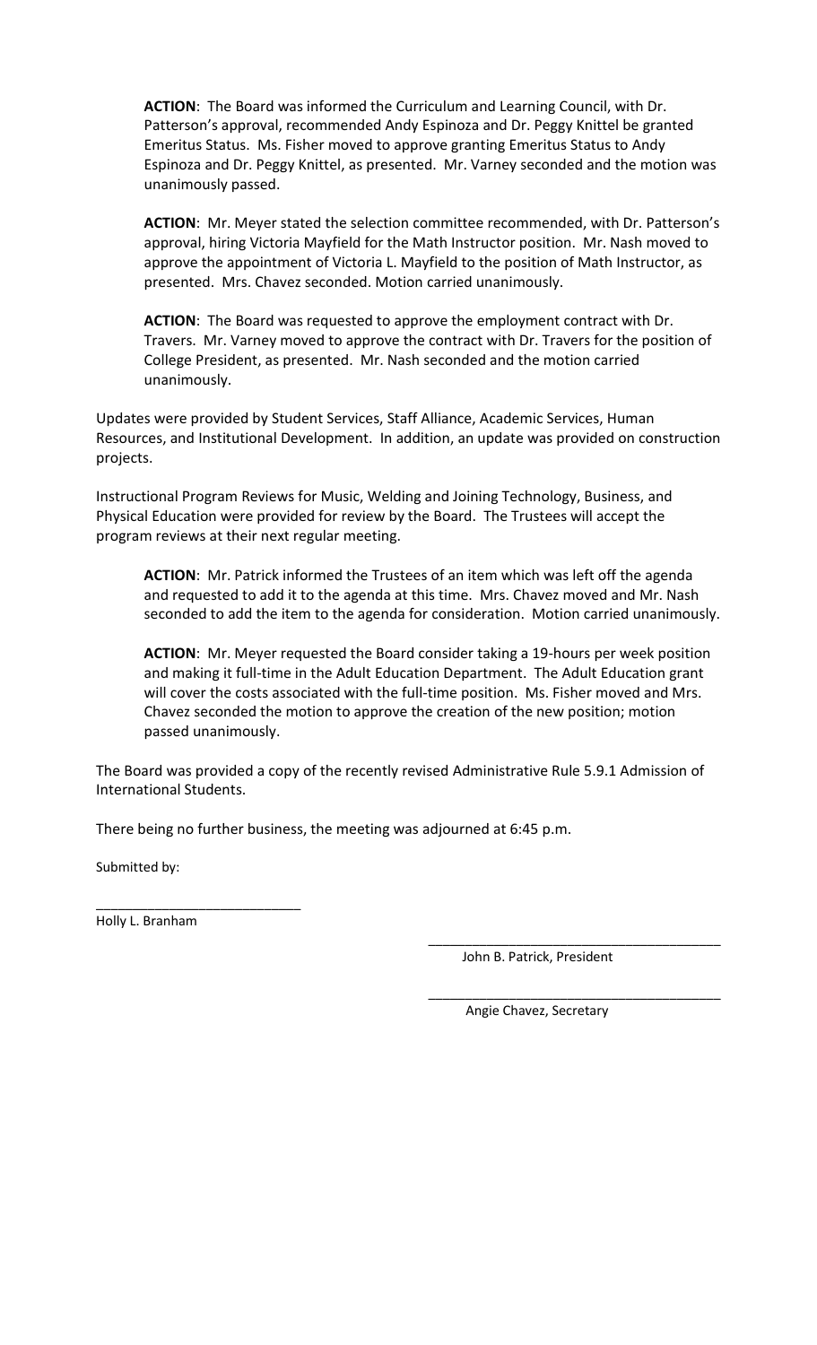**ACTION**: The Board was informed the Curriculum and Learning Council, with Dr. Patterson's approval, recommended Andy Espinoza and Dr. Peggy Knittel be granted Emeritus Status. Ms. Fisher moved to approve granting Emeritus Status to Andy Espinoza and Dr. Peggy Knittel, as presented. Mr. Varney seconded and the motion was unanimously passed.

**ACTION**: Mr. Meyer stated the selection committee recommended, with Dr. Patterson's approval, hiring Victoria Mayfield for the Math Instructor position. Mr. Nash moved to approve the appointment of Victoria L. Mayfield to the position of Math Instructor, as presented. Mrs. Chavez seconded. Motion carried unanimously.

**ACTION**: The Board was requested to approve the employment contract with Dr. Travers. Mr. Varney moved to approve the contract with Dr. Travers for the position of College President, as presented. Mr. Nash seconded and the motion carried unanimously.

Updates were provided by Student Services, Staff Alliance, Academic Services, Human Resources, and Institutional Development. In addition, an update was provided on construction projects.

Instructional Program Reviews for Music, Welding and Joining Technology, Business, and Physical Education were provided for review by the Board. The Trustees will accept the program reviews at their next regular meeting.

**ACTION**: Mr. Patrick informed the Trustees of an item which was left off the agenda and requested to add it to the agenda at this time. Mrs. Chavez moved and Mr. Nash seconded to add the item to the agenda for consideration. Motion carried unanimously.

**ACTION**: Mr. Meyer requested the Board consider taking a 19-hours per week position and making it full-time in the Adult Education Department. The Adult Education grant will cover the costs associated with the full-time position. Ms. Fisher moved and Mrs. Chavez seconded the motion to approve the creation of the new position; motion passed unanimously.

The Board was provided a copy of the recently revised Administrative Rule 5.9.1 Admission of International Students.

There being no further business, the meeting was adjourned at 6:45 p.m.

Submitted by:

___________________________
Holly L. Branham

___________________________
John B. Patrick, President

___________________________
Angie Chavez, Secretary